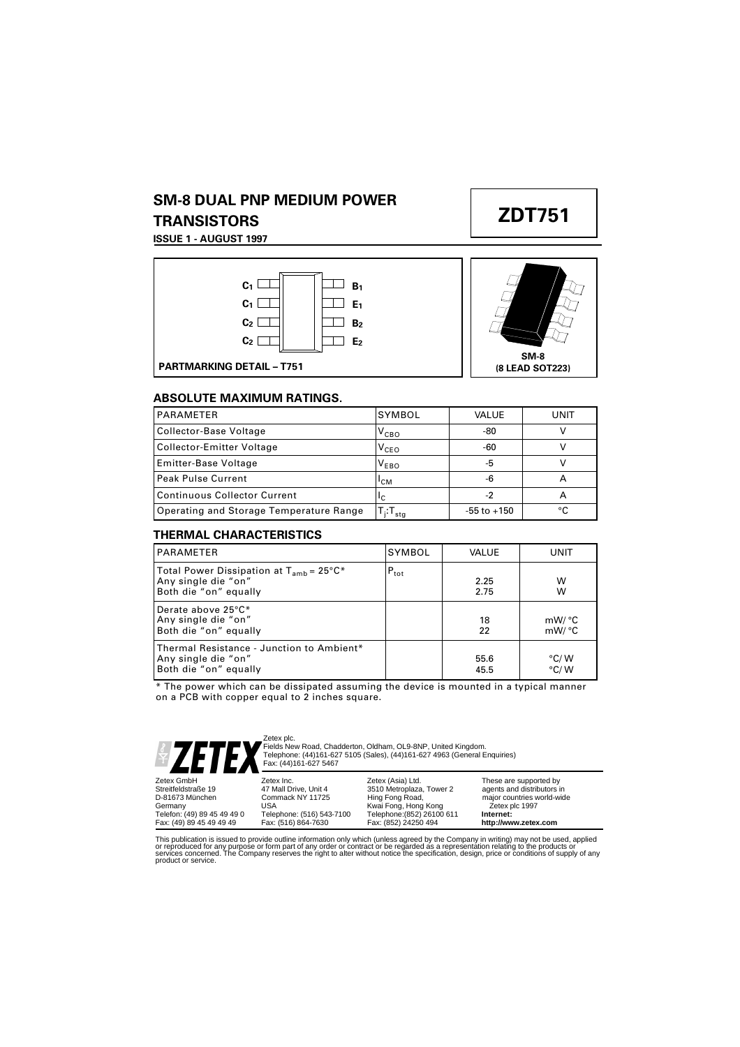# SM-8 DUAL PNP MEDIUM POWER TRANSISTORS

# ZDT751

**ISSUE 1 - AUGUST 1997**

| | | |
|---|---|---|
| $C_1$ | | $B_1$ |
| $C_1$ | | $E_1$ |
| $C_2$ | | $B_2$ |
| $C_2$ | | $E_2$ |

**PARTMARKING DETAIL – T751**

**SM-8 (8 LEAD SOT223)**

## ABSOLUTE MAXIMUM RATINGS.

| PARAMETER | SYMBOL | VALUE | UNIT |
|---|---|---|---|
| Collector-Base Voltage | $V_{CBO}$ | -80 | V |
| Collector-Emitter Voltage | $V_{CEO}$ | -60 | V |
| Emitter-Base Voltage | $V_{EBO}$ | -5 | V |
| Peak Pulse Current | $I_{CM}$ | -6 | A |
| Continuous Collector Current | $I_C$ | -2 | A |
| Operating and Storage Temperature Range | $T_j{:}T_{stg}$ | -55 to +150 | °C |

## THERMAL CHARACTERISTICS

| PARAMETER | SYMBOL | VALUE | UNIT |
|---|---|---|---|
| Total Power Dissipation at $T_{amb}$ = 25°C*<br>Any single die "on"<br>Both die "on" equally | $P_{tot}$ | <br>2.25<br>2.75 | <br>W<br>W |
| Derate above 25°C*<br>Any single die "on"<br>Both die "on" equally | | <br>18<br>22 | <br>mW/ °C<br>mW/ °C |
| Thermal Resistance - Junction to Ambient*<br>Any single die "on"<br>Both die "on" equally | | <br>55.6<br>45.5 | <br>°C/ W<br>°C/ W |

* The power which can be dissipated assuming the device is mounted in a typical manner on a PCB with copper equal to 2 inches square.

ZETEX

Zetex plc.
Fields New Road, Chadderton, Oldham, OL9-8NP, United Kingdom.
Telephone: (44)161-627 5105 (Sales), (44)161-627 4963 (General Enquiries)
Fax: (44)161-627 5467

Zetex GmbH
Streitfeldstraße 19
D-81673 München
Germany
Telefon: (49) 89 45 49 49 0
Fax: (49) 89 45 49 49 49

Zetex Inc.
47 Mall Drive, Unit 4
Commack NY 11725
USA
Telephone: (516) 543-7100
Fax: (516) 864-7630

Zetex (Asia) Ltd.
3510 Metroplaza, Tower 2
Hing Fong Road,
Kwai Fong, Hong Kong
Telephone:(852) 26100 611
Fax: (852) 24250 494

These are supported by agents and distributors in major countries world-wide
Zetex plc 1997
**Internet:**
**http://www.zetex.com**

This publication is issued to provide outline information only which (unless agreed by the Company in writing) may not be used, applied or reproduced for any purpose or form part of any order or contract or be regarded as a representation relating to the products or services concerned. The Company reserves the right to alter without notice the specification, design, price or conditions of supply of any product or service.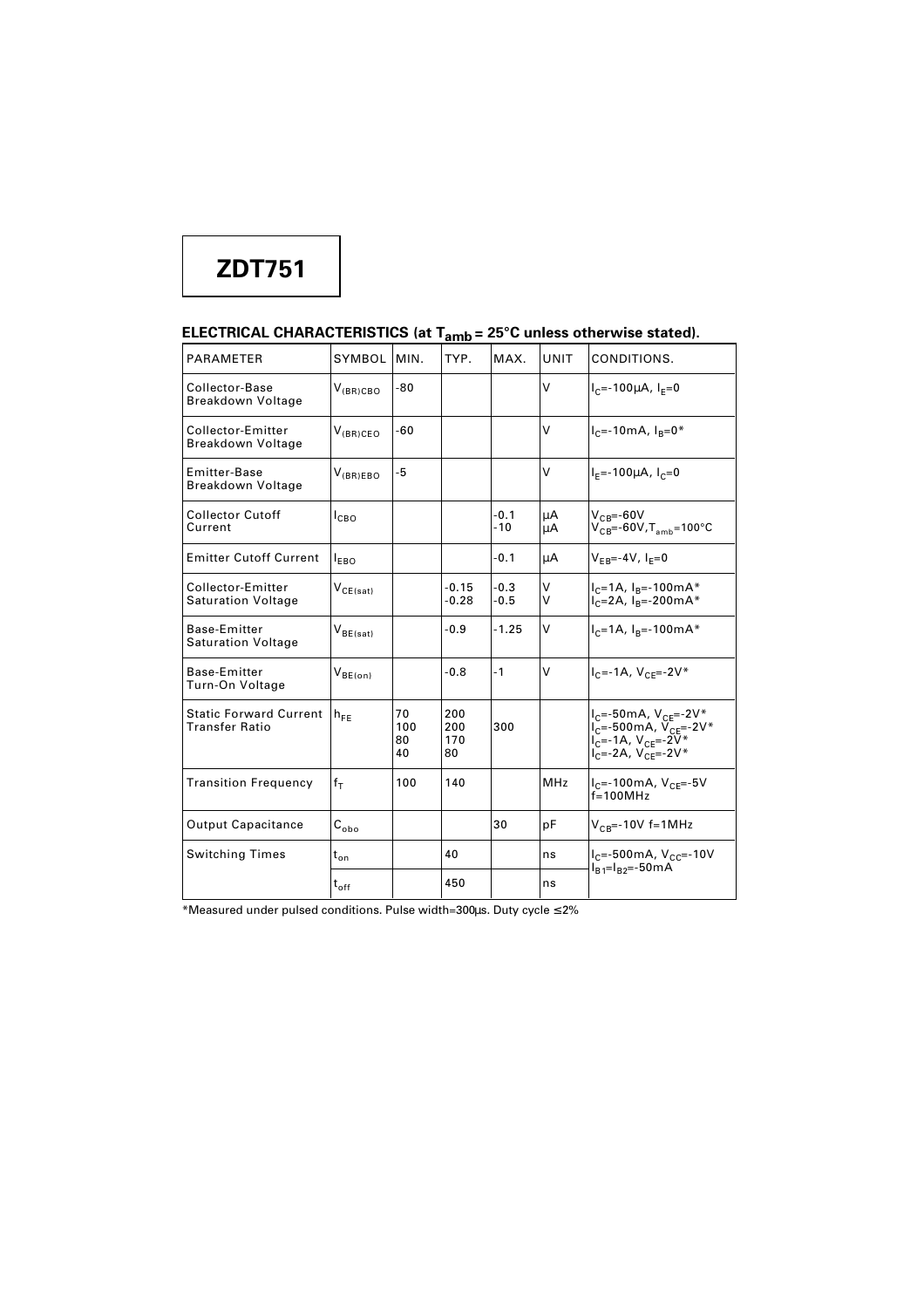# ZDT751

## ELECTRICAL CHARACTERISTICS (at $T_{amb}$ = 25°C unless otherwise stated).

| PARAMETER | SYMBOL | MIN. | TYP. | MAX. | UNIT | CONDITIONS. |
|---|---|---|---|---|---|---|
| Collector-Base Breakdown Voltage | $V_{(BR)CBO}$ | -80 | | | V | $I_C$=-100μA, $I_E$=0 |
| Collector-Emitter Breakdown Voltage | $V_{(BR)CEO}$ | -60 | | | V | $I_C$=-10mA, $I_B$=0* |
| Emitter-Base Breakdown Voltage | $V_{(BR)EBO}$ | -5 | | | V | $I_E$=-100μA, $I_C$=0 |
| Collector Cutoff Current | $I_{CBO}$ | | | -0.1<br>-10 | μA<br>μA | $V_{CB}$=-60V<br>$V_{CB}$=-60V,$T_{amb}$=100°C |
| Emitter Cutoff Current | $I_{EBO}$ | | | -0.1 | μA | $V_{EB}$=-4V, $I_E$=0 |
| Collector-Emitter Saturation Voltage | $V_{CE(sat)}$ | | -0.15<br>-0.28 | -0.3<br>-0.5 | V<br>V | $I_C$=1A, $I_B$=-100mA*<br>$I_C$=2A, $I_B$=-200mA* |
| Base-Emitter Saturation Voltage | $V_{BE(sat)}$ | | -0.9 | -1.25 | V | $I_C$=1A, $I_B$=-100mA* |
| Base-Emitter Turn-On Voltage | $V_{BE(on)}$ | | -0.8 | -1 | V | $I_C$=-1A, $V_{CE}$=-2V* |
| Static Forward Current Transfer Ratio | $h_{FE}$ | 70<br>100<br>80<br>40 | 200<br>200<br>170<br>80 | 300 | | $I_C$=-50mA, $V_{CE}$=-2V*<br>$I_C$=-500mA, $V_{CE}$=-2V*<br>$I_C$=-1A, $V_{CE}$=-2V*<br>$I_C$=-2A, $V_{CE}$=-2V* |
| Transition Frequency | $f_T$ | 100 | 140 | | MHz | $I_C$=-100mA, $V_{CE}$=-5V<br>f=100MHz |
| Output Capacitance | $C_{obo}$ | | | 30 | pF | $V_{CB}$=-10V f=1MHz |
| Switching Times | $t_{on}$ | | 40 | | ns | $I_C$=-500mA, $V_{CC}$=-10V<br>$I_{B1}$=$I_{B2}$=-50mA |
| | $t_{off}$ | | 450 | | ns | |

*Measured under pulsed conditions. Pulse width=300μs. Duty cycle ≤2%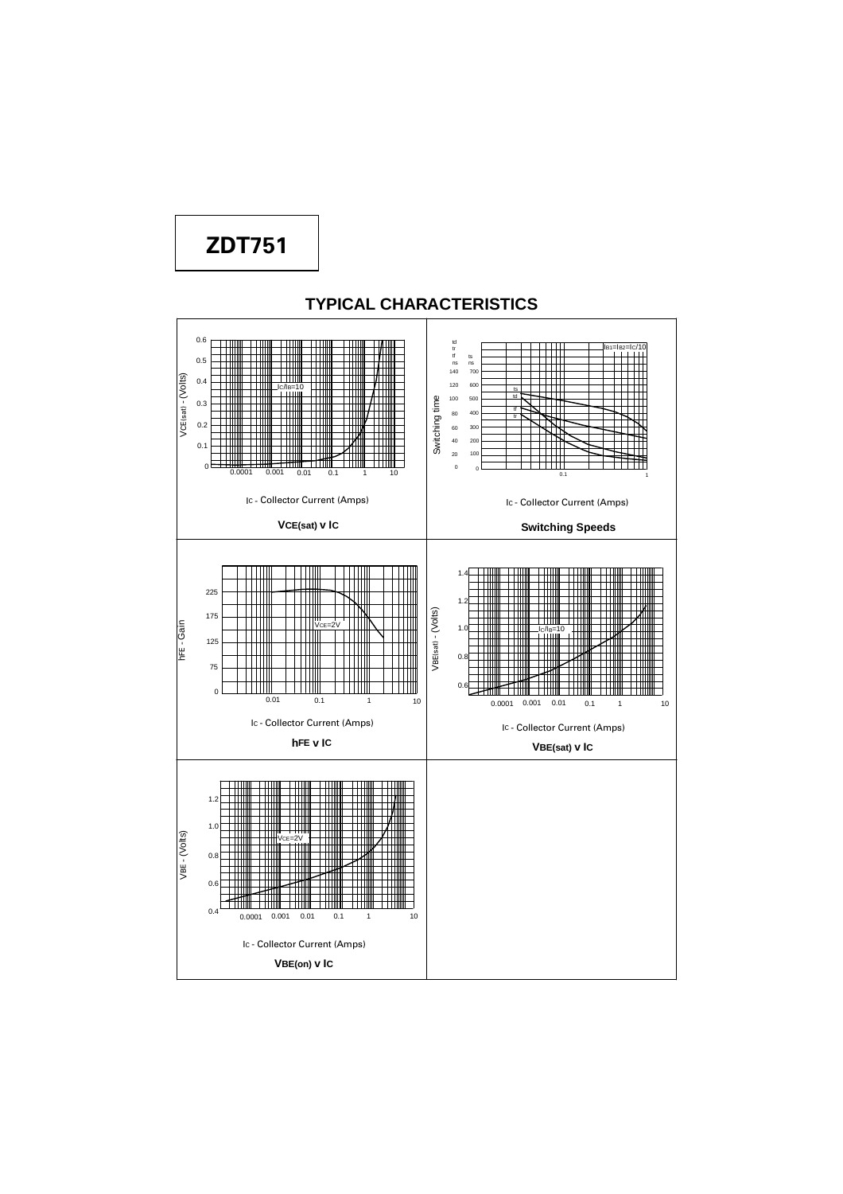# ZDT751

## TYPICAL CHARACTERISTICS

0.6
0.5
0.4
0.3
0.2
0.1
0
$V_{CE(sat)}$ - (Volts)
$I_C/I_B$=10
0.0001 0.001 0.01 0.1 1 10
$I_C$ - Collector Current (Amps)

**$V_{CE(sat)}$ v $I_C$**

td
tr
tf
ns
140
120
100
80
60
40
20
0
ts
ns
700
600
500
400
300
200
100
0
Switching time
$I_{B1}$=$I_{B2}$=$I_C$/10
ts
td
tf
tr
0.1 1
$I_C$ - Collector Current (Amps)

**Switching Speeds**

225
175
125
75
0
$h_{FE}$ - Gain
$V_{CE}$=2V
0.01 0.1 1 10
$I_C$ - Collector Current (Amps)

**$h_{FE}$ v $I_C$**

1.4
1.2
1.0
0.8
0.6
$V_{BE(sat)}$ - (Volts)
$I_C/I_B$=10
0.0001 0.001 0.01 0.1 1 10
$I_C$ - Collector Current (Amps)

**$V_{BE(sat)}$ v $I_C$**

1.2
1.0
0.8
0.6
0.4
$V_{BE}$ - (Volts)
$V_{CE}$=2V
0.0001 0.001 0.01 0.1 1 10
$I_C$ - Collector Current (Amps)

**$V_{BE(on)}$ v $I_C$**